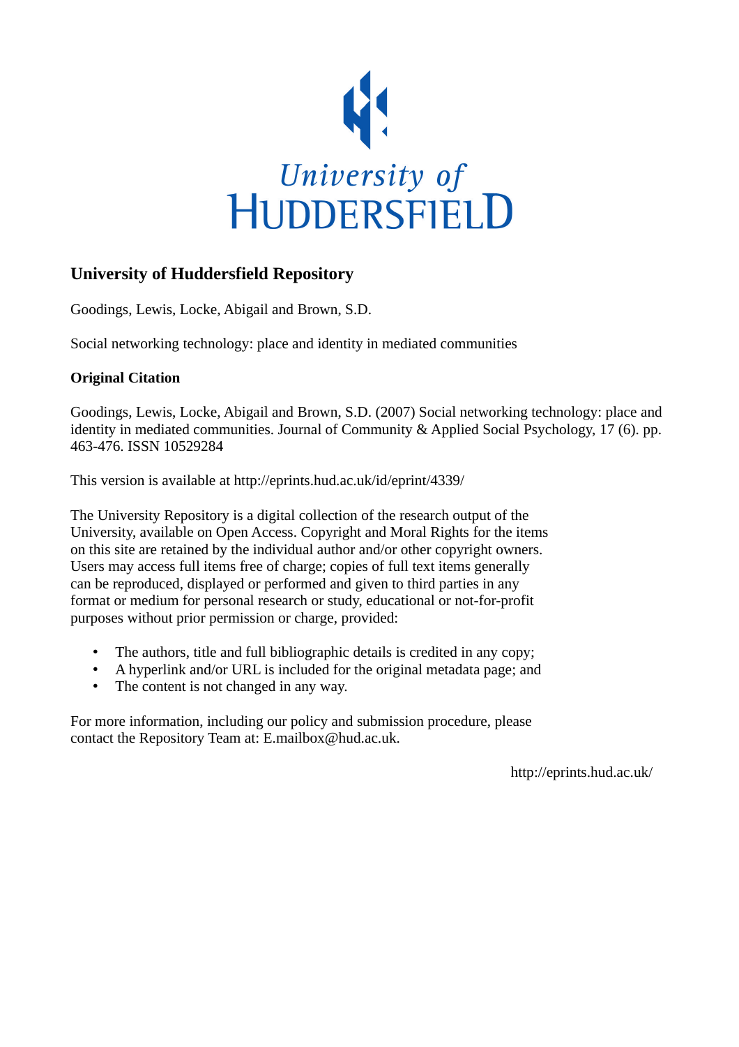University of HUDDERSFIELD

## University of Huddersfield Repository

Goodings, Lewis, Locke, Abigail and Brown, S.D.

Social networking technology: place and identity in mediated communities

### Original Citation

Goodings, Lewis, Locke, Abigail and Brown, S.D. (2007) Social networking technology: place and identity in mediated communities. Journal of Community & Applied Social Psychology, 17 (6). pp. 463-476. ISSN 10529284

This version is available at http://eprints.hud.ac.uk/id/eprint/4339/

The University Repository is a digital collection of the research output of the University, available on Open Access. Copyright and Moral Rights for the items on this site are retained by the individual author and/or other copyright owners. Users may access full items free of charge; copies of full text items generally can be reproduced, displayed or performed and given to third parties in any format or medium for personal research or study, educational or not-for-profit purposes without prior permission or charge, provided:

- The authors, title and full bibliographic details is credited in any copy;
- A hyperlink and/or URL is included for the original metadata page; and
- The content is not changed in any way.

For more information, including our policy and submission procedure, please contact the Repository Team at: E.mailbox@hud.ac.uk.

http://eprints.hud.ac.uk/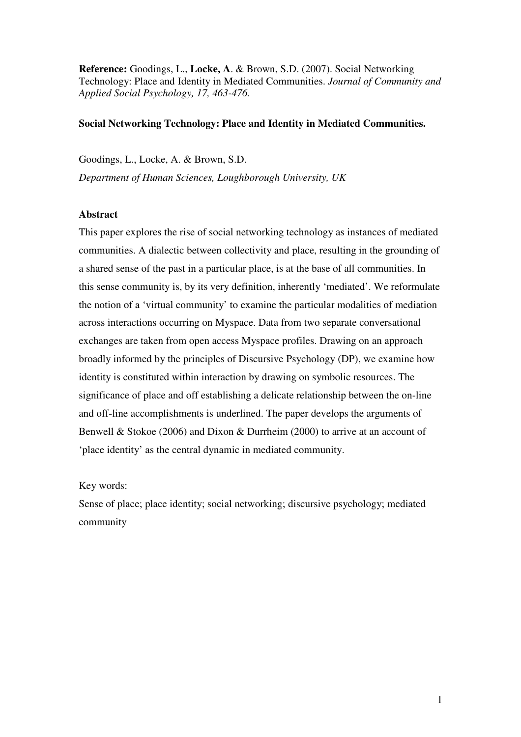**Reference:** Goodings, L., **Locke, A**. & Brown, S.D. (2007). Social Networking Technology: Place and Identity in Mediated Communities. *Journal of Community and Applied Social Psychology, 17, 463-476.*

**Social Networking Technology: Place and Identity in Mediated Communities.**

Goodings, L., Locke, A. & Brown, S.D.

*Department of Human Sciences, Loughborough University, UK*

**Abstract**

This paper explores the rise of social networking technology as instances of mediated communities. A dialectic between collectivity and place, resulting in the grounding of a shared sense of the past in a particular place, is at the base of all communities. In this sense community is, by its very definition, inherently 'mediated'. We reformulate the notion of a 'virtual community' to examine the particular modalities of mediation across interactions occurring on Myspace. Data from two separate conversational exchanges are taken from open access Myspace profiles. Drawing on an approach broadly informed by the principles of Discursive Psychology (DP), we examine how identity is constituted within interaction by drawing on symbolic resources. The significance of place and off establishing a delicate relationship between the on-line and off-line accomplishments is underlined. The paper develops the arguments of Benwell & Stokoe (2006) and Dixon & Durrheim (2000) to arrive at an account of 'place identity' as the central dynamic in mediated community.

Key words:

Sense of place; place identity; social networking; discursive psychology; mediated community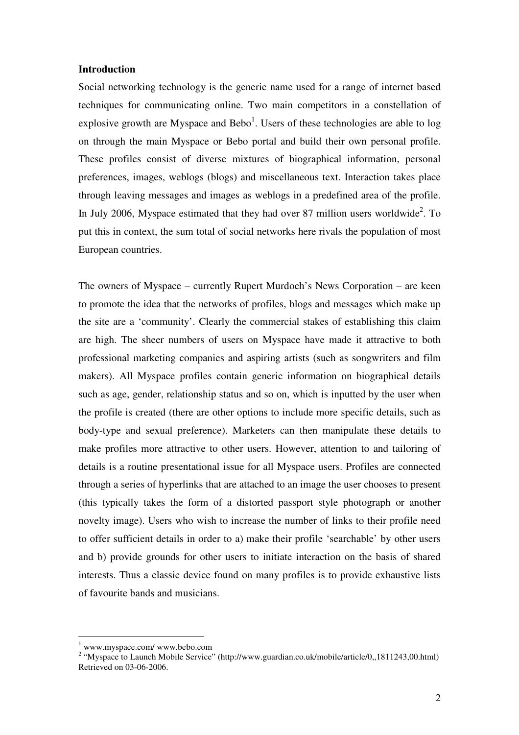**Introduction**

Social networking technology is the generic name used for a range of internet based techniques for communicating online. Two main competitors in a constellation of explosive growth are Myspace and Bebo[1]. Users of these technologies are able to log on through the main Myspace or Bebo portal and build their own personal profile. These profiles consist of diverse mixtures of biographical information, personal preferences, images, weblogs (blogs) and miscellaneous text. Interaction takes place through leaving messages and images as weblogs in a predefined area of the profile. In July 2006, Myspace estimated that they had over 87 million users worldwide[2]. To put this in context, the sum total of social networks here rivals the population of most European countries.

The owners of Myspace – currently Rupert Murdoch's News Corporation – are keen to promote the idea that the networks of profiles, blogs and messages which make up the site are a 'community'. Clearly the commercial stakes of establishing this claim are high. The sheer numbers of users on Myspace have made it attractive to both professional marketing companies and aspiring artists (such as songwriters and film makers). All Myspace profiles contain generic information on biographical details such as age, gender, relationship status and so on, which is inputted by the user when the profile is created (there are other options to include more specific details, such as body-type and sexual preference). Marketers can then manipulate these details to make profiles more attractive to other users. However, attention to and tailoring of details is a routine presentational issue for all Myspace users. Profiles are connected through a series of hyperlinks that are attached to an image the user chooses to present (this typically takes the form of a distorted passport style photograph or another novelty image). Users who wish to increase the number of links to their profile need to offer sufficient details in order to a) make their profile 'searchable' by other users and b) provide grounds for other users to initiate interaction on the basis of shared interests. Thus a classic device found on many profiles is to provide exhaustive lists of favourite bands and musicians.

---

[1] www.myspace.com/ www.bebo.com

[2] "Myspace to Launch Mobile Service" (http://www.guardian.co.uk/mobile/article/0,,1811243,00.html) Retrieved on 03-06-2006.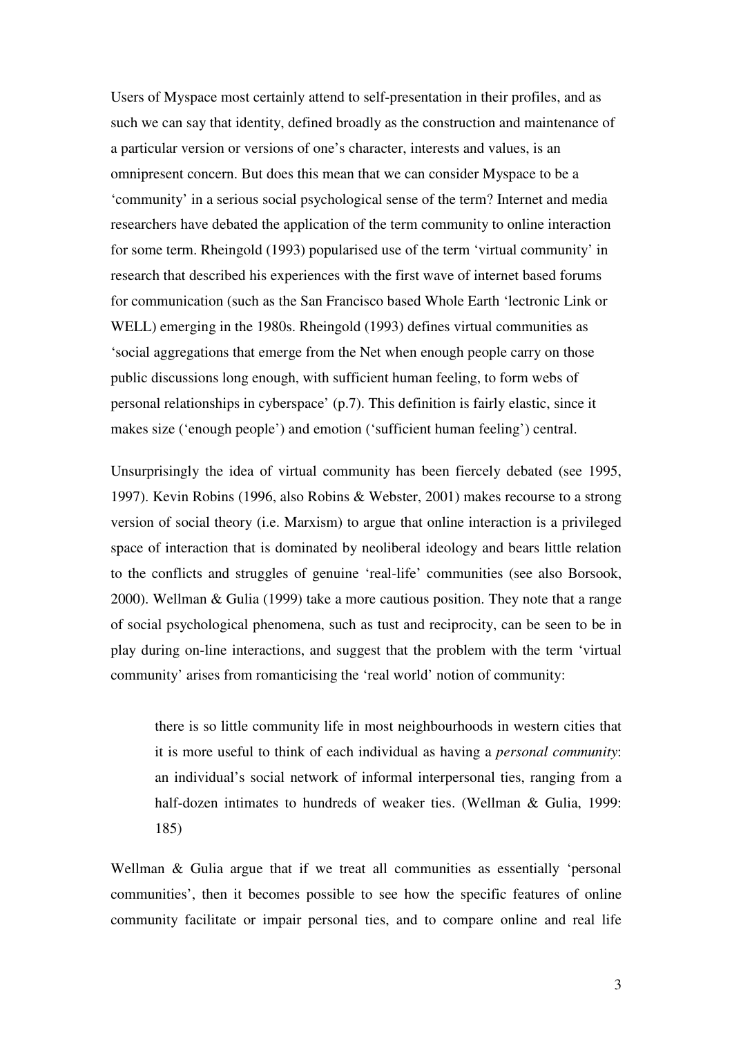Users of Myspace most certainly attend to self-presentation in their profiles, and as such we can say that identity, defined broadly as the construction and maintenance of a particular version or versions of one's character, interests and values, is an omnipresent concern. But does this mean that we can consider Myspace to be a 'community' in a serious social psychological sense of the term? Internet and media researchers have debated the application of the term community to online interaction for some term. Rheingold (1993) popularised use of the term 'virtual community' in research that described his experiences with the first wave of internet based forums for communication (such as the San Francisco based Whole Earth 'lectronic Link or WELL) emerging in the 1980s. Rheingold (1993) defines virtual communities as 'social aggregations that emerge from the Net when enough people carry on those public discussions long enough, with sufficient human feeling, to form webs of personal relationships in cyberspace' (p.7). This definition is fairly elastic, since it makes size ('enough people') and emotion ('sufficient human feeling') central.

Unsurprisingly the idea of virtual community has been fiercely debated (see 1995, 1997). Kevin Robins (1996, also Robins & Webster, 2001) makes recourse to a strong version of social theory (i.e. Marxism) to argue that online interaction is a privileged space of interaction that is dominated by neoliberal ideology and bears little relation to the conflicts and struggles of genuine 'real-life' communities (see also Borsook, 2000). Wellman & Gulia (1999) take a more cautious position. They note that a range of social psychological phenomena, such as tust and reciprocity, can be seen to be in play during on-line interactions, and suggest that the problem with the term 'virtual community' arises from romanticising the 'real world' notion of community:

> there is so little community life in most neighbourhoods in western cities that it is more useful to think of each individual as having a *personal community*: an individual's social network of informal interpersonal ties, ranging from a half-dozen intimates to hundreds of weaker ties. (Wellman & Gulia, 1999: 185)

Wellman & Gulia argue that if we treat all communities as essentially 'personal communities', then it becomes possible to see how the specific features of online community facilitate or impair personal ties, and to compare online and real life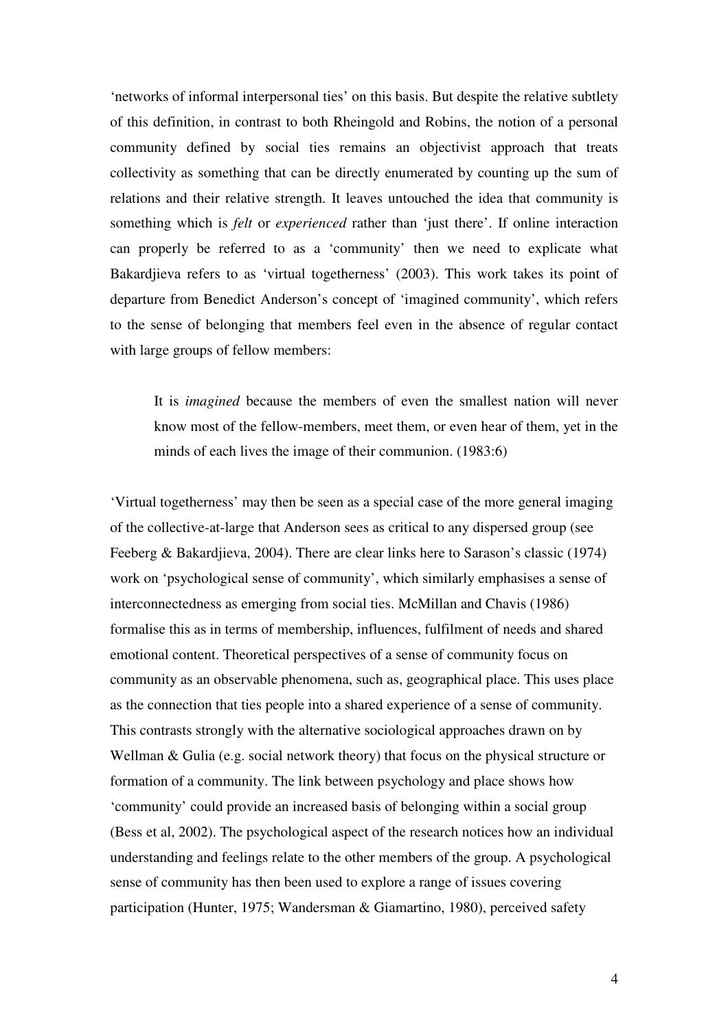'networks of informal interpersonal ties' on this basis. But despite the relative subtlety of this definition, in contrast to both Rheingold and Robins, the notion of a personal community defined by social ties remains an objectivist approach that treats collectivity as something that can be directly enumerated by counting up the sum of relations and their relative strength. It leaves untouched the idea that community is something which is *felt* or *experienced* rather than 'just there'. If online interaction can properly be referred to as a 'community' then we need to explicate what Bakardjieva refers to as 'virtual togetherness' (2003). This work takes its point of departure from Benedict Anderson's concept of 'imagined community', which refers to the sense of belonging that members feel even in the absence of regular contact with large groups of fellow members:

> It is *imagined* because the members of even the smallest nation will never know most of the fellow-members, meet them, or even hear of them, yet in the minds of each lives the image of their communion. (1983:6)

'Virtual togetherness' may then be seen as a special case of the more general imaging of the collective-at-large that Anderson sees as critical to any dispersed group (see Feeberg & Bakardjieva, 2004). There are clear links here to Sarason's classic (1974) work on 'psychological sense of community', which similarly emphasises a sense of interconnectedness as emerging from social ties. McMillan and Chavis (1986) formalise this as in terms of membership, influences, fulfilment of needs and shared emotional content. Theoretical perspectives of a sense of community focus on community as an observable phenomena, such as, geographical place. This uses place as the connection that ties people into a shared experience of a sense of community. This contrasts strongly with the alternative sociological approaches drawn on by Wellman & Gulia (e.g. social network theory) that focus on the physical structure or formation of a community. The link between psychology and place shows how 'community' could provide an increased basis of belonging within a social group (Bess et al, 2002). The psychological aspect of the research notices how an individual understanding and feelings relate to the other members of the group. A psychological sense of community has then been used to explore a range of issues covering participation (Hunter, 1975; Wandersman & Giamartino, 1980), perceived safety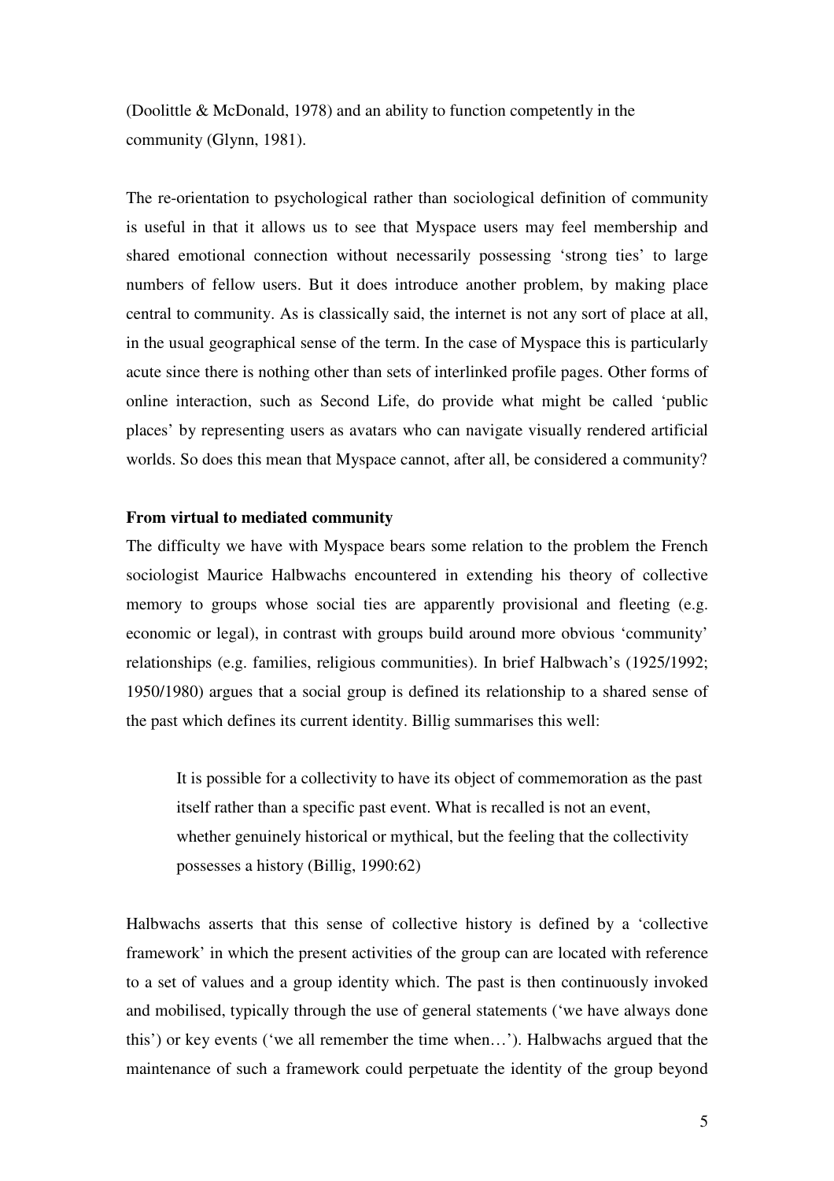(Doolittle & McDonald, 1978) and an ability to function competently in the community (Glynn, 1981).

The re-orientation to psychological rather than sociological definition of community is useful in that it allows us to see that Myspace users may feel membership and shared emotional connection without necessarily possessing 'strong ties' to large numbers of fellow users. But it does introduce another problem, by making place central to community. As is classically said, the internet is not any sort of place at all, in the usual geographical sense of the term. In the case of Myspace this is particularly acute since there is nothing other than sets of interlinked profile pages. Other forms of online interaction, such as Second Life, do provide what might be called 'public places' by representing users as avatars who can navigate visually rendered artificial worlds. So does this mean that Myspace cannot, after all, be considered a community?

**From virtual to mediated community**

The difficulty we have with Myspace bears some relation to the problem the French sociologist Maurice Halbwachs encountered in extending his theory of collective memory to groups whose social ties are apparently provisional and fleeting (e.g. economic or legal), in contrast with groups build around more obvious 'community' relationships (e.g. families, religious communities). In brief Halbwach's (1925/1992; 1950/1980) argues that a social group is defined its relationship to a shared sense of the past which defines its current identity. Billig summarises this well:

> It is possible for a collectivity to have its object of commemoration as the past itself rather than a specific past event. What is recalled is not an event, whether genuinely historical or mythical, but the feeling that the collectivity possesses a history (Billig, 1990:62)

Halbwachs asserts that this sense of collective history is defined by a 'collective framework' in which the present activities of the group can are located with reference to a set of values and a group identity which. The past is then continuously invoked and mobilised, typically through the use of general statements ('we have always done this') or key events ('we all remember the time when…'). Halbwachs argued that the maintenance of such a framework could perpetuate the identity of the group beyond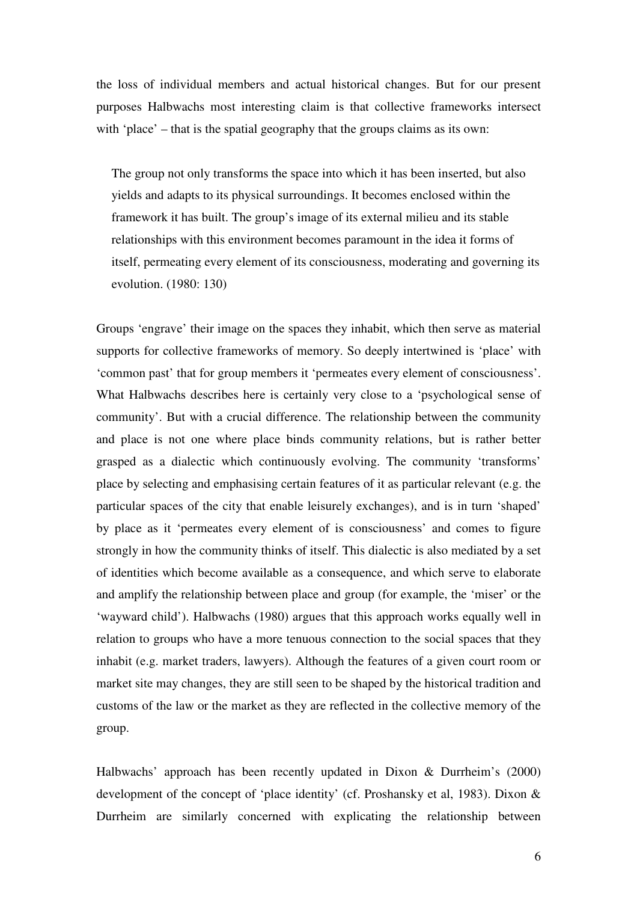the loss of individual members and actual historical changes. But for our present purposes Halbwachs most interesting claim is that collective frameworks intersect with 'place' – that is the spatial geography that the groups claims as its own:

> The group not only transforms the space into which it has been inserted, but also yields and adapts to its physical surroundings. It becomes enclosed within the framework it has built. The group's image of its external milieu and its stable relationships with this environment becomes paramount in the idea it forms of itself, permeating every element of its consciousness, moderating and governing its evolution. (1980: 130)

Groups 'engrave' their image on the spaces they inhabit, which then serve as material supports for collective frameworks of memory. So deeply intertwined is 'place' with 'common past' that for group members it 'permeates every element of consciousness'. What Halbwachs describes here is certainly very close to a 'psychological sense of community'. But with a crucial difference. The relationship between the community and place is not one where place binds community relations, but is rather better grasped as a dialectic which continuously evolving. The community 'transforms' place by selecting and emphasising certain features of it as particular relevant (e.g. the particular spaces of the city that enable leisurely exchanges), and is in turn 'shaped' by place as it 'permeates every element of is consciousness' and comes to figure strongly in how the community thinks of itself. This dialectic is also mediated by a set of identities which become available as a consequence, and which serve to elaborate and amplify the relationship between place and group (for example, the 'miser' or the 'wayward child'). Halbwachs (1980) argues that this approach works equally well in relation to groups who have a more tenuous connection to the social spaces that they inhabit (e.g. market traders, lawyers). Although the features of a given court room or market site may changes, they are still seen to be shaped by the historical tradition and customs of the law or the market as they are reflected in the collective memory of the group.

Halbwachs' approach has been recently updated in Dixon & Durrheim's (2000) development of the concept of 'place identity' (cf. Proshansky et al, 1983). Dixon & Durrheim are similarly concerned with explicating the relationship between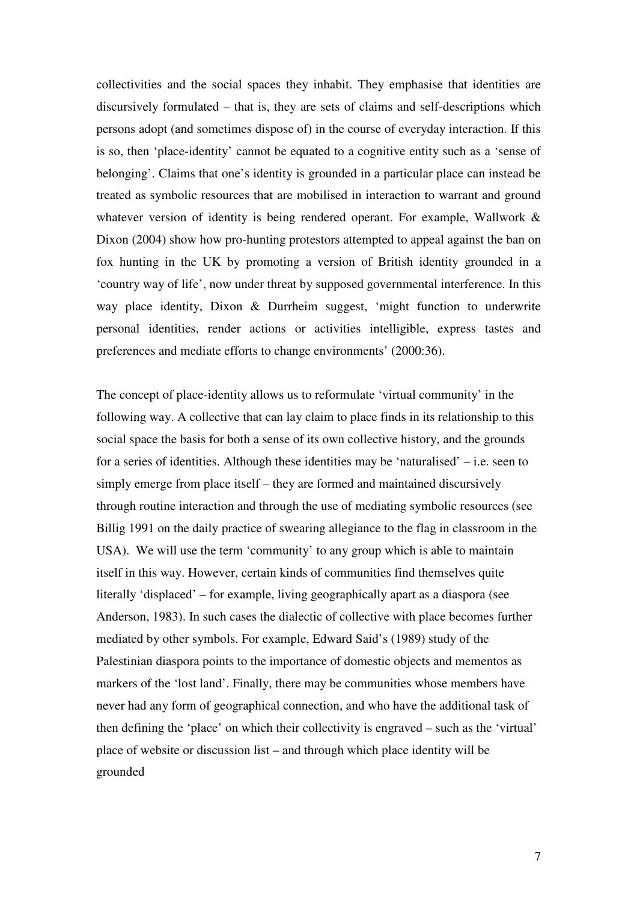collectivities and the social spaces they inhabit. They emphasise that identities are discursively formulated – that is, they are sets of claims and self-descriptions which persons adopt (and sometimes dispose of) in the course of everyday interaction. If this is so, then 'place-identity' cannot be equated to a cognitive entity such as a 'sense of belonging'. Claims that one's identity is grounded in a particular place can instead be treated as symbolic resources that are mobilised in interaction to warrant and ground whatever version of identity is being rendered operant. For example, Wallwork & Dixon (2004) show how pro-hunting protestors attempted to appeal against the ban on fox hunting in the UK by promoting a version of British identity grounded in a 'country way of life', now under threat by supposed governmental interference. In this way place identity, Dixon & Durrheim suggest, 'might function to underwrite personal identities, render actions or activities intelligible, express tastes and preferences and mediate efforts to change environments' (2000:36).

The concept of place-identity allows us to reformulate 'virtual community' in the following way. A collective that can lay claim to place finds in its relationship to this social space the basis for both a sense of its own collective history, and the grounds for a series of identities. Although these identities may be 'naturalised' – i.e. seen to simply emerge from place itself – they are formed and maintained discursively through routine interaction and through the use of mediating symbolic resources (see Billig 1991 on the daily practice of swearing allegiance to the flag in classroom in the USA). We will use the term 'community' to any group which is able to maintain itself in this way. However, certain kinds of communities find themselves quite literally 'displaced' – for example, living geographically apart as a diaspora (see Anderson, 1983). In such cases the dialectic of collective with place becomes further mediated by other symbols. For example, Edward Said's (1989) study of the Palestinian diaspora points to the importance of domestic objects and mementos as markers of the 'lost land'. Finally, there may be communities whose members have never had any form of geographical connection, and who have the additional task of then defining the 'place' on which their collectivity is engraved – such as the 'virtual' place of website or discussion list – and through which place identity will be grounded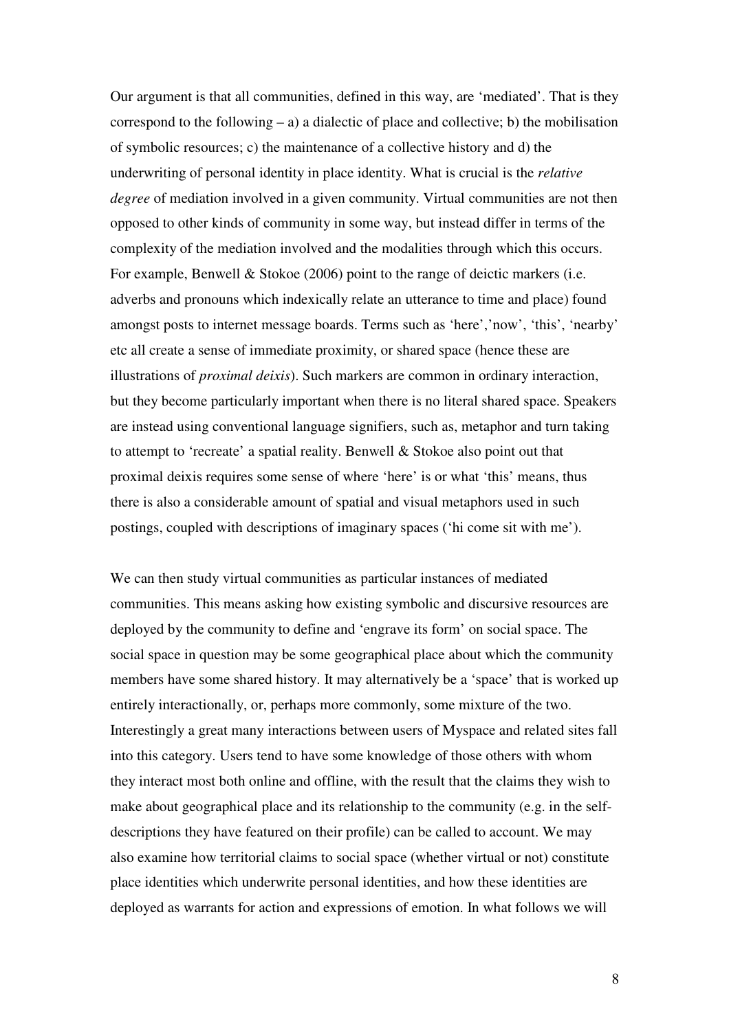Our argument is that all communities, defined in this way, are 'mediated'. That is they correspond to the following – a) a dialectic of place and collective; b) the mobilisation of symbolic resources; c) the maintenance of a collective history and d) the underwriting of personal identity in place identity. What is crucial is the *relative degree* of mediation involved in a given community. Virtual communities are not then opposed to other kinds of community in some way, but instead differ in terms of the complexity of the mediation involved and the modalities through which this occurs. For example, Benwell & Stokoe (2006) point to the range of deictic markers (i.e. adverbs and pronouns which indexically relate an utterance to time and place) found amongst posts to internet message boards. Terms such as 'here','now', 'this', 'nearby' etc all create a sense of immediate proximity, or shared space (hence these are illustrations of *proximal deixis*). Such markers are common in ordinary interaction, but they become particularly important when there is no literal shared space. Speakers are instead using conventional language signifiers, such as, metaphor and turn taking to attempt to 'recreate' a spatial reality. Benwell & Stokoe also point out that proximal deixis requires some sense of where 'here' is or what 'this' means, thus there is also a considerable amount of spatial and visual metaphors used in such postings, coupled with descriptions of imaginary spaces ('hi come sit with me').

We can then study virtual communities as particular instances of mediated communities. This means asking how existing symbolic and discursive resources are deployed by the community to define and 'engrave its form' on social space. The social space in question may be some geographical place about which the community members have some shared history. It may alternatively be a 'space' that is worked up entirely interactionally, or, perhaps more commonly, some mixture of the two. Interestingly a great many interactions between users of Myspace and related sites fall into this category. Users tend to have some knowledge of those others with whom they interact most both online and offline, with the result that the claims they wish to make about geographical place and its relationship to the community (e.g. in the self-descriptions they have featured on their profile) can be called to account. We may also examine how territorial claims to social space (whether virtual or not) constitute place identities which underwrite personal identities, and how these identities are deployed as warrants for action and expressions of emotion. In what follows we will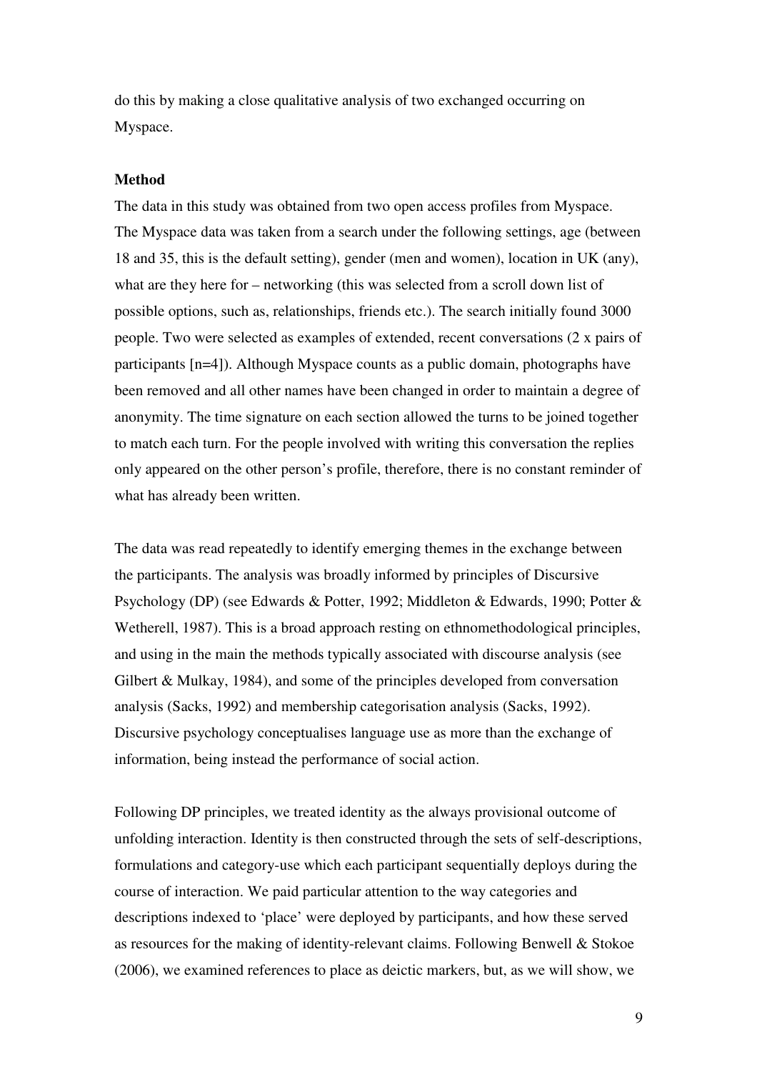do this by making a close qualitative analysis of two exchanged occurring on Myspace.

**Method**

The data in this study was obtained from two open access profiles from Myspace. The Myspace data was taken from a search under the following settings, age (between 18 and 35, this is the default setting), gender (men and women), location in UK (any), what are they here for – networking (this was selected from a scroll down list of possible options, such as, relationships, friends etc.). The search initially found 3000 people. Two were selected as examples of extended, recent conversations (2 x pairs of participants [n=4]). Although Myspace counts as a public domain, photographs have been removed and all other names have been changed in order to maintain a degree of anonymity. The time signature on each section allowed the turns to be joined together to match each turn. For the people involved with writing this conversation the replies only appeared on the other person's profile, therefore, there is no constant reminder of what has already been written.

The data was read repeatedly to identify emerging themes in the exchange between the participants. The analysis was broadly informed by principles of Discursive Psychology (DP) (see Edwards & Potter, 1992; Middleton & Edwards, 1990; Potter & Wetherell, 1987). This is a broad approach resting on ethnomethodological principles, and using in the main the methods typically associated with discourse analysis (see Gilbert & Mulkay, 1984), and some of the principles developed from conversation analysis (Sacks, 1992) and membership categorisation analysis (Sacks, 1992). Discursive psychology conceptualises language use as more than the exchange of information, being instead the performance of social action.

Following DP principles, we treated identity as the always provisional outcome of unfolding interaction. Identity is then constructed through the sets of self-descriptions, formulations and category-use which each participant sequentially deploys during the course of interaction. We paid particular attention to the way categories and descriptions indexed to 'place' were deployed by participants, and how these served as resources for the making of identity-relevant claims. Following Benwell & Stokoe (2006), we examined references to place as deictic markers, but, as we will show, we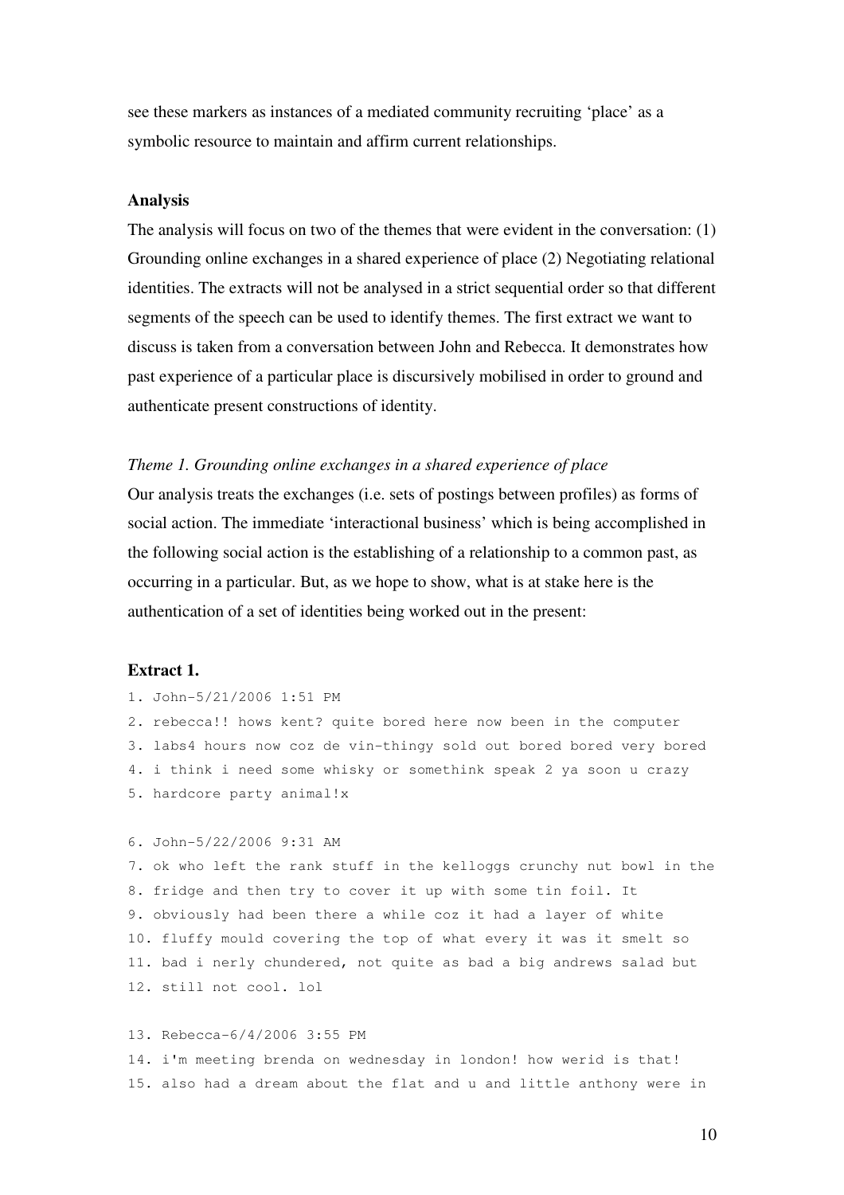see these markers as instances of a mediated community recruiting 'place' as a symbolic resource to maintain and affirm current relationships.

### Analysis

The analysis will focus on two of the themes that were evident in the conversation: (1) Grounding online exchanges in a shared experience of place (2) Negotiating relational identities. The extracts will not be analysed in a strict sequential order so that different segments of the speech can be used to identify themes. The first extract we want to discuss is taken from a conversation between John and Rebecca. It demonstrates how past experience of a particular place is discursively mobilised in order to ground and authenticate present constructions of identity.

*Theme 1. Grounding online exchanges in a shared experience of place*

Our analysis treats the exchanges (i.e. sets of postings between profiles) as forms of social action. The immediate 'interactional business' which is being accomplished in the following social action is the establishing of a relationship to a common past, as occurring in a particular. But, as we hope to show, what is at stake here is the authentication of a set of identities being worked out in the present:

### Extract 1.

```
1. John-5/21/2006 1:51 PM
2. rebecca!! hows kent? quite bored here now been in the computer
3. labs4 hours now coz de vin-thingy sold out bored bored very bored
4. i think i need some whisky or somethink speak 2 ya soon u crazy
5. hardcore party animal!x

6. John-5/22/2006 9:31 AM
7. ok who left the rank stuff in the kelloggs crunchy nut bowl in the
8. fridge and then try to cover it up with some tin foil. It
9. obviously had been there a while coz it had a layer of white
10. fluffy mould covering the top of what every it was it smelt so
11. bad i nerly chundered, not quite as bad a big andrews salad but
12. still not cool. lol

13. Rebecca-6/4/2006 3:55 PM
14. i'm meeting brenda on wednesday in london! how werid is that!
15. also had a dream about the flat and u and little anthony were in
```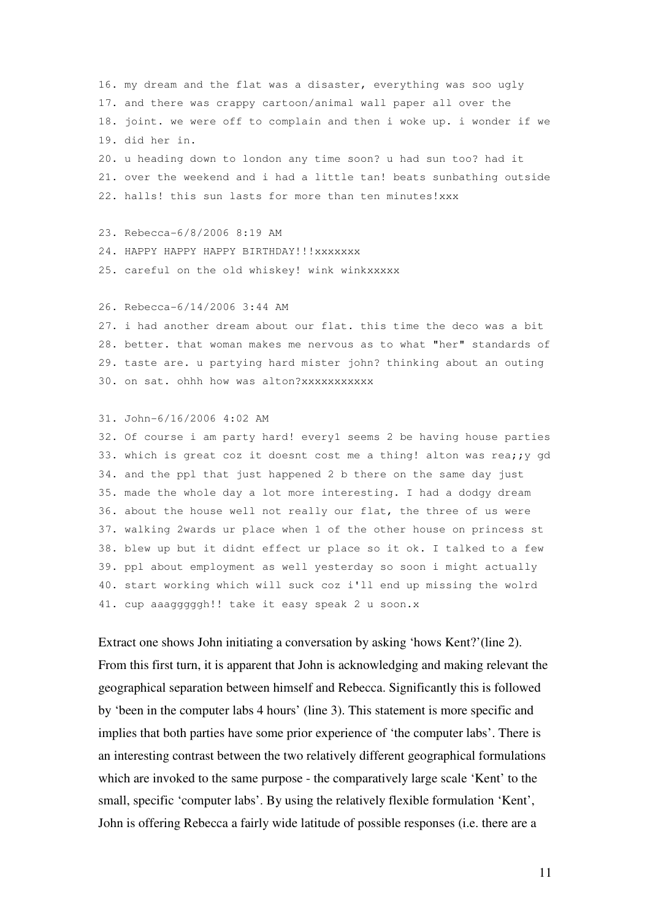```
16. my dream and the flat was a disaster, everything was soo ugly
17. and there was crappy cartoon/animal wall paper all over the
18. joint. we were off to complain and then i woke up. i wonder if we
19. did her in.
20. u heading down to london any time soon? u had sun too? had it
21. over the weekend and i had a little tan! beats sunbathing outside
22. halls! this sun lasts for more than ten minutes!xxx

23. Rebecca-6/8/2006 8:19 AM
24. HAPPY HAPPY HAPPY BIRTHDAY!!!xxxxxxx
25. careful on the old whiskey! wink winkxxxxx

26. Rebecca-6/14/2006 3:44 AM
27. i had another dream about our flat. this time the deco was a bit
28. better. that woman makes me nervous as to what "her" standards of
29. taste are. u partying hard mister john? thinking about an outing
30. on sat. ohhh how was alton?xxxxxxxxxxx

31. John-6/16/2006 4:02 AM
32. Of course i am party hard! every1 seems 2 be having house parties
33. which is great coz it doesnt cost me a thing! alton was rea;;y gd
34. and the ppl that just happened 2 b there on the same day just
35. made the whole day a lot more interesting. I had a dodgy dream
36. about the house well not really our flat, the three of us were
37. walking 2wards ur place when 1 of the other house on princess st
38. blew up but it didnt effect ur place so it ok. I talked to a few
39. ppl about employment as well yesterday so soon i might actually
40. start working which will suck coz i'll end up missing the wolrd
41. cup aaaggggghh!! take it easy speak 2 u soon.x
```

Extract one shows John initiating a conversation by asking 'hows Kent?'(line 2). From this first turn, it is apparent that John is acknowledging and making relevant the geographical separation between himself and Rebecca. Significantly this is followed by 'been in the computer labs 4 hours' (line 3). This statement is more specific and implies that both parties have some prior experience of 'the computer labs'. There is an interesting contrast between the two relatively different geographical formulations which are invoked to the same purpose - the comparatively large scale 'Kent' to the small, specific 'computer labs'. By using the relatively flexible formulation 'Kent', John is offering Rebecca a fairly wide latitude of possible responses (i.e. there are a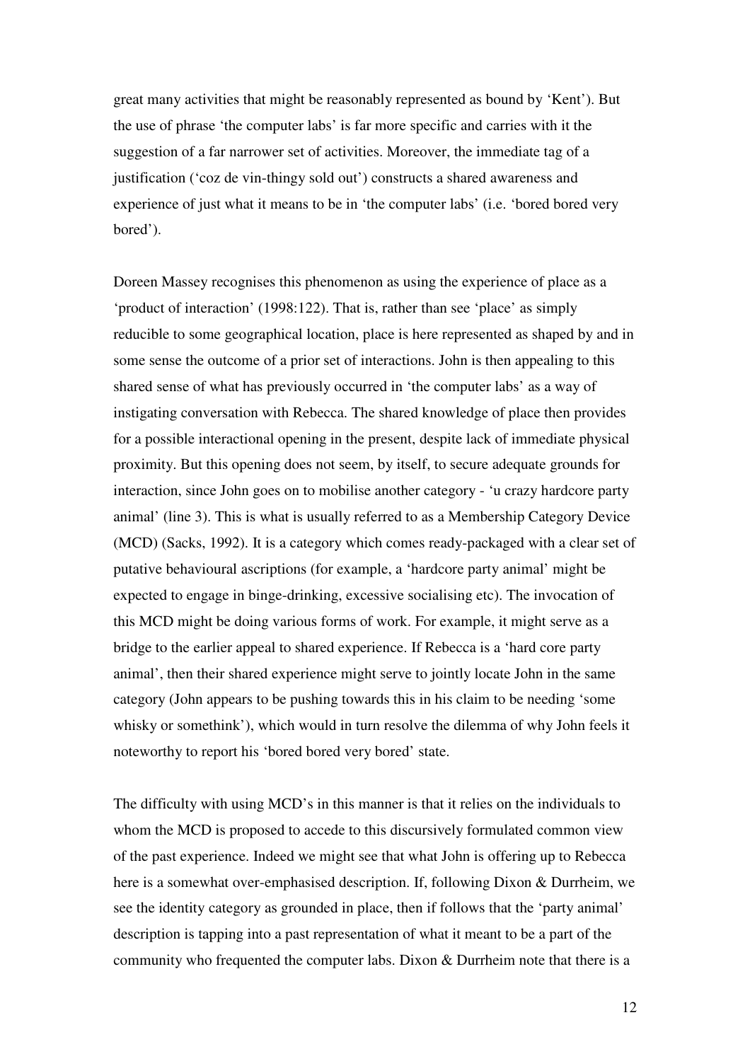great many activities that might be reasonably represented as bound by 'Kent'). But the use of phrase 'the computer labs' is far more specific and carries with it the suggestion of a far narrower set of activities. Moreover, the immediate tag of a justification ('coz de vin-thingy sold out') constructs a shared awareness and experience of just what it means to be in 'the computer labs' (i.e. 'bored bored very bored').

Doreen Massey recognises this phenomenon as using the experience of place as a 'product of interaction' (1998:122). That is, rather than see 'place' as simply reducible to some geographical location, place is here represented as shaped by and in some sense the outcome of a prior set of interactions. John is then appealing to this shared sense of what has previously occurred in 'the computer labs' as a way of instigating conversation with Rebecca. The shared knowledge of place then provides for a possible interactional opening in the present, despite lack of immediate physical proximity. But this opening does not seem, by itself, to secure adequate grounds for interaction, since John goes on to mobilise another category - 'u crazy hardcore party animal' (line 3). This is what is usually referred to as a Membership Category Device (MCD) (Sacks, 1992). It is a category which comes ready-packaged with a clear set of putative behavioural ascriptions (for example, a 'hardcore party animal' might be expected to engage in binge-drinking, excessive socialising etc). The invocation of this MCD might be doing various forms of work. For example, it might serve as a bridge to the earlier appeal to shared experience. If Rebecca is a 'hard core party animal', then their shared experience might serve to jointly locate John in the same category (John appears to be pushing towards this in his claim to be needing 'some whisky or somethink'), which would in turn resolve the dilemma of why John feels it noteworthy to report his 'bored bored very bored' state.

The difficulty with using MCD's in this manner is that it relies on the individuals to whom the MCD is proposed to accede to this discursively formulated common view of the past experience. Indeed we might see that what John is offering up to Rebecca here is a somewhat over-emphasised description. If, following Dixon & Durrheim, we see the identity category as grounded in place, then if follows that the 'party animal' description is tapping into a past representation of what it meant to be a part of the community who frequented the computer labs. Dixon & Durrheim note that there is a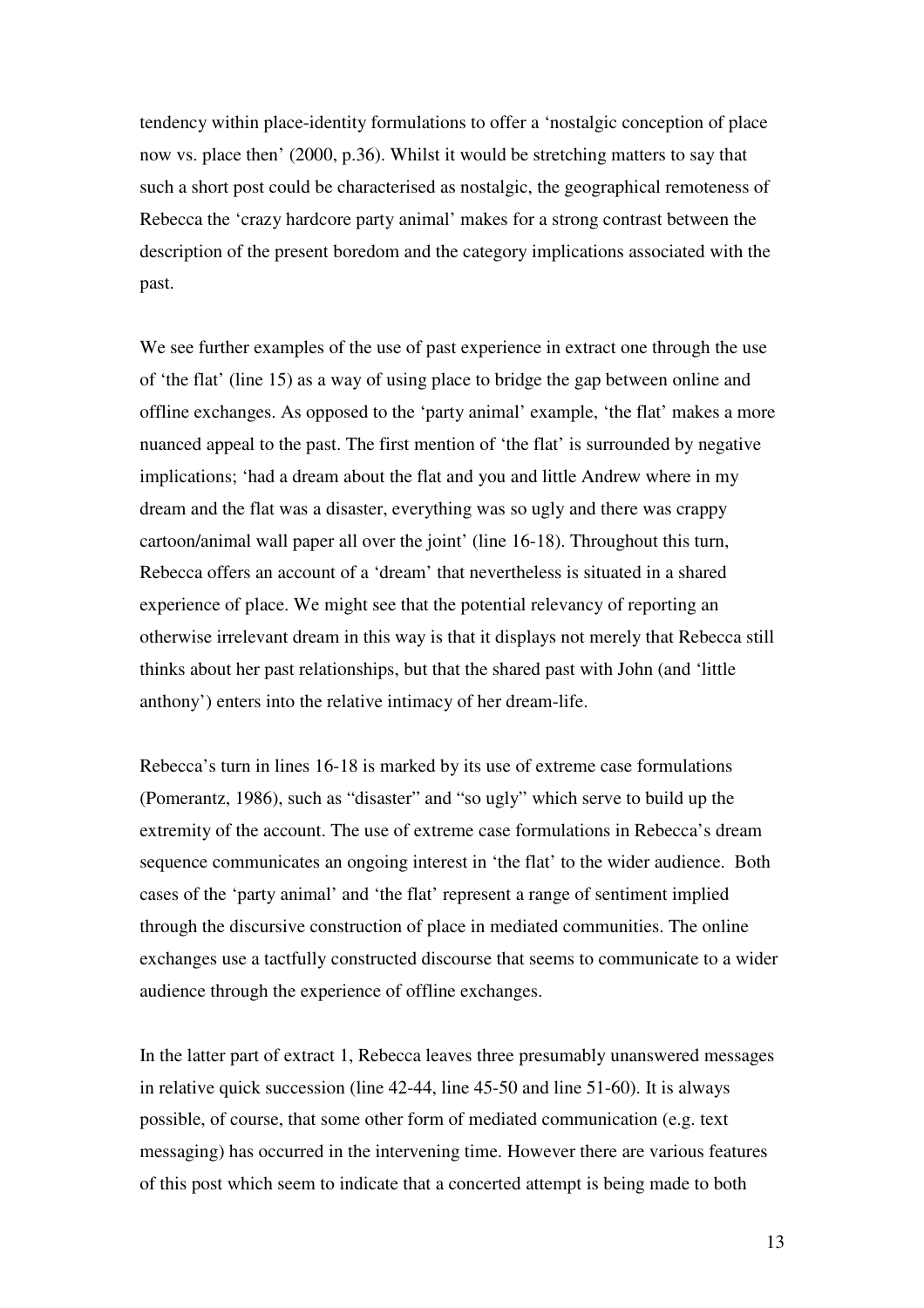tendency within place-identity formulations to offer a 'nostalgic conception of place now vs. place then' (2000, p.36). Whilst it would be stretching matters to say that such a short post could be characterised as nostalgic, the geographical remoteness of Rebecca the 'crazy hardcore party animal' makes for a strong contrast between the description of the present boredom and the category implications associated with the past.

We see further examples of the use of past experience in extract one through the use of 'the flat' (line 15) as a way of using place to bridge the gap between online and offline exchanges. As opposed to the 'party animal' example, 'the flat' makes a more nuanced appeal to the past. The first mention of 'the flat' is surrounded by negative implications; 'had a dream about the flat and you and little Andrew where in my dream and the flat was a disaster, everything was so ugly and there was crappy cartoon/animal wall paper all over the joint' (line 16-18). Throughout this turn, Rebecca offers an account of a 'dream' that nevertheless is situated in a shared experience of place. We might see that the potential relevancy of reporting an otherwise irrelevant dream in this way is that it displays not merely that Rebecca still thinks about her past relationships, but that the shared past with John (and 'little anthony') enters into the relative intimacy of her dream-life.

Rebecca's turn in lines 16-18 is marked by its use of extreme case formulations (Pomerantz, 1986), such as "disaster" and "so ugly" which serve to build up the extremity of the account. The use of extreme case formulations in Rebecca's dream sequence communicates an ongoing interest in 'the flat' to the wider audience. Both cases of the 'party animal' and 'the flat' represent a range of sentiment implied through the discursive construction of place in mediated communities. The online exchanges use a tactfully constructed discourse that seems to communicate to a wider audience through the experience of offline exchanges.

In the latter part of extract 1, Rebecca leaves three presumably unanswered messages in relative quick succession (line 42-44, line 45-50 and line 51-60). It is always possible, of course, that some other form of mediated communication (e.g. text messaging) has occurred in the intervening time. However there are various features of this post which seem to indicate that a concerted attempt is being made to both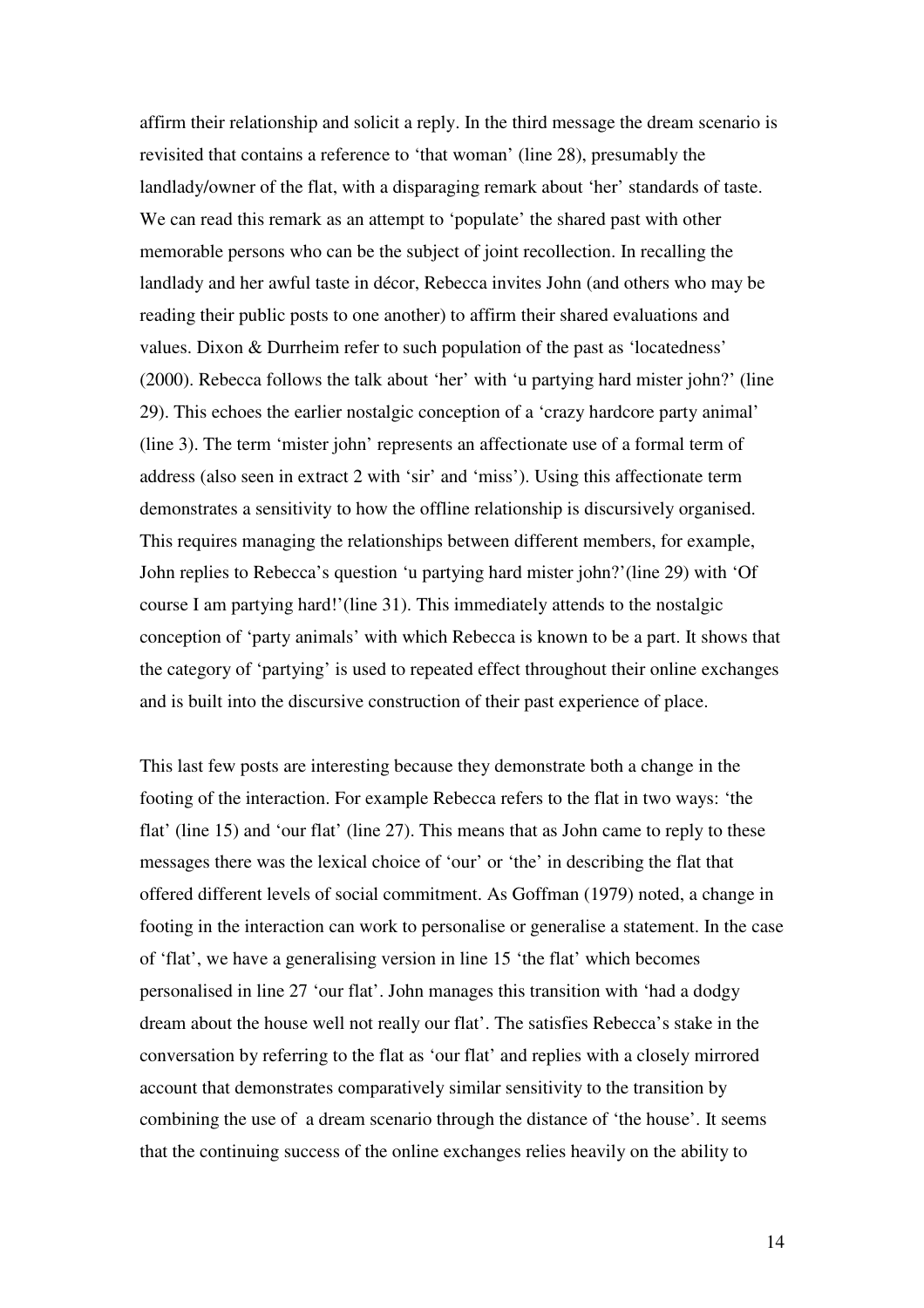affirm their relationship and solicit a reply. In the third message the dream scenario is revisited that contains a reference to 'that woman' (line 28), presumably the landlady/owner of the flat, with a disparaging remark about 'her' standards of taste. We can read this remark as an attempt to 'populate' the shared past with other memorable persons who can be the subject of joint recollection. In recalling the landlady and her awful taste in décor, Rebecca invites John (and others who may be reading their public posts to one another) to affirm their shared evaluations and values. Dixon & Durrheim refer to such population of the past as 'locatedness' (2000). Rebecca follows the talk about 'her' with 'u partying hard mister john?' (line 29). This echoes the earlier nostalgic conception of a 'crazy hardcore party animal' (line 3). The term 'mister john' represents an affectionate use of a formal term of address (also seen in extract 2 with 'sir' and 'miss'). Using this affectionate term demonstrates a sensitivity to how the offline relationship is discursively organised. This requires managing the relationships between different members, for example, John replies to Rebecca's question 'u partying hard mister john?'(line 29) with 'Of course I am partying hard!'(line 31). This immediately attends to the nostalgic conception of 'party animals' with which Rebecca is known to be a part. It shows that the category of 'partying' is used to repeated effect throughout their online exchanges and is built into the discursive construction of their past experience of place.

This last few posts are interesting because they demonstrate both a change in the footing of the interaction. For example Rebecca refers to the flat in two ways: 'the flat' (line 15) and 'our flat' (line 27). This means that as John came to reply to these messages there was the lexical choice of 'our' or 'the' in describing the flat that offered different levels of social commitment. As Goffman (1979) noted, a change in footing in the interaction can work to personalise or generalise a statement. In the case of 'flat', we have a generalising version in line 15 'the flat' which becomes personalised in line 27 'our flat'. John manages this transition with 'had a dodgy dream about the house well not really our flat'. The satisfies Rebecca's stake in the conversation by referring to the flat as 'our flat' and replies with a closely mirrored account that demonstrates comparatively similar sensitivity to the transition by combining the use of  a dream scenario through the distance of 'the house'. It seems that the continuing success of the online exchanges relies heavily on the ability to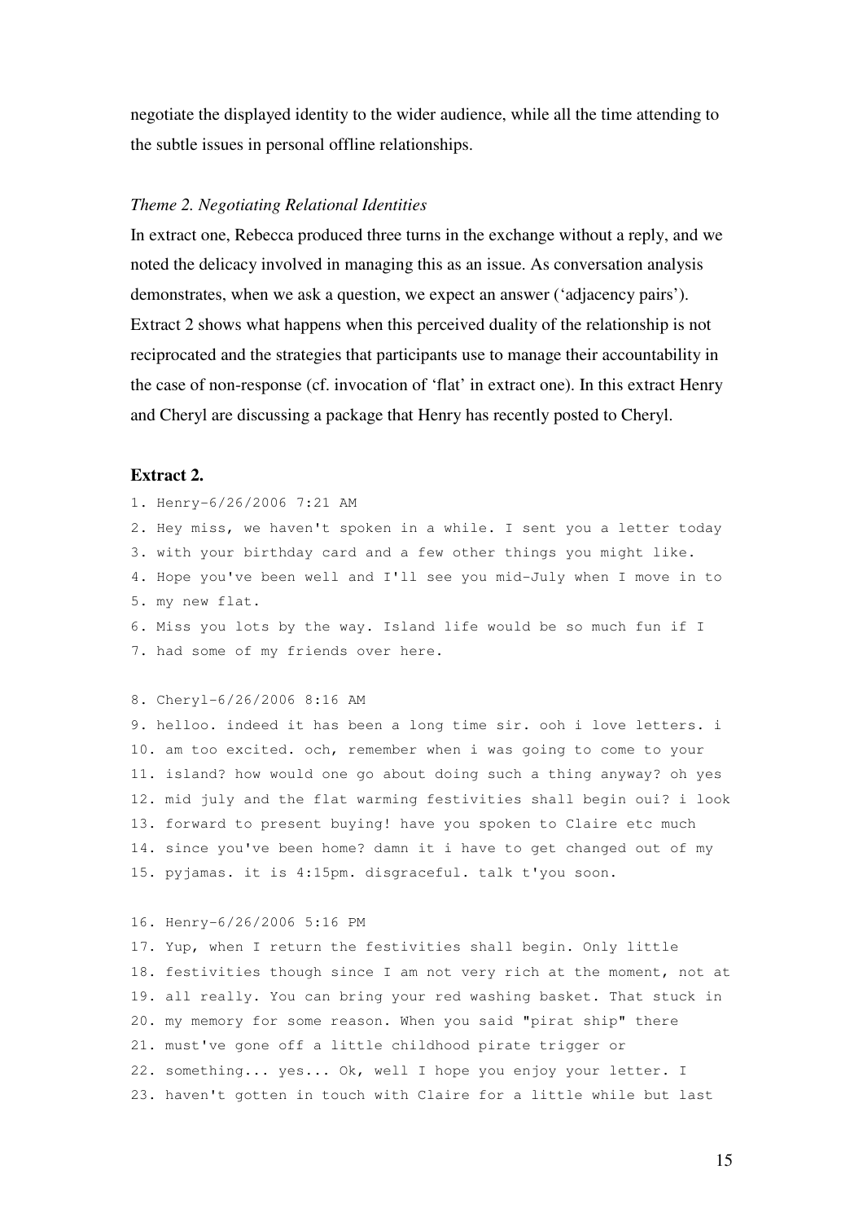negotiate the displayed identity to the wider audience, while all the time attending to the subtle issues in personal offline relationships.

*Theme 2. Negotiating Relational Identities*

In extract one, Rebecca produced three turns in the exchange without a reply, and we noted the delicacy involved in managing this as an issue. As conversation analysis demonstrates, when we ask a question, we expect an answer ('adjacency pairs'). Extract 2 shows what happens when this perceived duality of the relationship is not reciprocated and the strategies that participants use to manage their accountability in the case of non-response (cf. invocation of 'flat' in extract one). In this extract Henry and Cheryl are discussing a package that Henry has recently posted to Cheryl.

**Extract 2.**

```
1. Henry-6/26/2006 7:21 AM
2. Hey miss, we haven't spoken in a while. I sent you a letter today
3. with your birthday card and a few other things you might like.
4. Hope you've been well and I'll see you mid-July when I move in to
5. my new flat.
6. Miss you lots by the way. Island life would be so much fun if I
7. had some of my friends over here.

8. Cheryl-6/26/2006 8:16 AM
9. helloo. indeed it has been a long time sir. ooh i love letters. i
10. am too excited. och, remember when i was going to come to your
11. island? how would one go about doing such a thing anyway? oh yes
12. mid july and the flat warming festivities shall begin oui? i look
13. forward to present buying! have you spoken to Claire etc much
14. since you've been home? damn it i have to get changed out of my
15. pyjamas. it is 4:15pm. disgraceful. talk t'you soon.

16. Henry-6/26/2006 5:16 PM
17. Yup, when I return the festivities shall begin. Only little
18. festivities though since I am not very rich at the moment, not at
19. all really. You can bring your red washing basket. That stuck in
20. my memory for some reason. When you said "pirat ship" there
21. must've gone off a little childhood pirate trigger or
22. something... yes... Ok, well I hope you enjoy your letter. I
23. haven't gotten in touch with Claire for a little while but last
```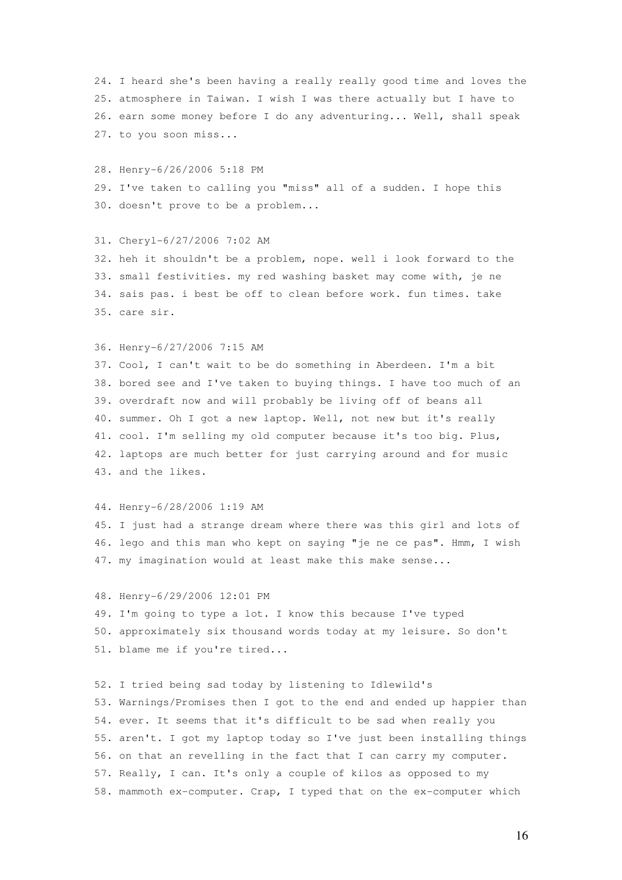24. I heard she's been having a really really good time and loves the
25. atmosphere in Taiwan. I wish I was there actually but I have to
26. earn some money before I do any adventuring... Well, shall speak
27. to you soon miss...

28. Henry-6/26/2006 5:18 PM
29. I've taken to calling you "miss" all of a sudden. I hope this
30. doesn't prove to be a problem...

31. Cheryl-6/27/2006 7:02 AM
32. heh it shouldn't be a problem, nope. well i look forward to the
33. small festivities. my red washing basket may come with, je ne
34. sais pas. i best be off to clean before work. fun times. take
35. care sir.

36. Henry-6/27/2006 7:15 AM
37. Cool, I can't wait to be do something in Aberdeen. I'm a bit
38. bored see and I've taken to buying things. I have too much of an
39. overdraft now and will probably be living off of beans all
40. summer. Oh I got a new laptop. Well, not new but it's really
41. cool. I'm selling my old computer because it's too big. Plus,
42. laptops are much better for just carrying around and for music
43. and the likes.

44. Henry-6/28/2006 1:19 AM
45. I just had a strange dream where there was this girl and lots of
46. lego and this man who kept on saying "je ne ce pas". Hmm, I wish
47. my imagination would at least make this make sense...

48. Henry-6/29/2006 12:01 PM
49. I'm going to type a lot. I know this because I've typed
50. approximately six thousand words today at my leisure. So don't
51. blame me if you're tired...

52. I tried being sad today by listening to Idlewild's
53. Warnings/Promises then I got to the end and ended up happier than
54. ever. It seems that it's difficult to be sad when really you
55. aren't. I got my laptop today so I've just been installing things
56. on that an revelling in the fact that I can carry my computer.
57. Really, I can. It's only a couple of kilos as opposed to my
58. mammoth ex-computer. Crap, I typed that on the ex-computer which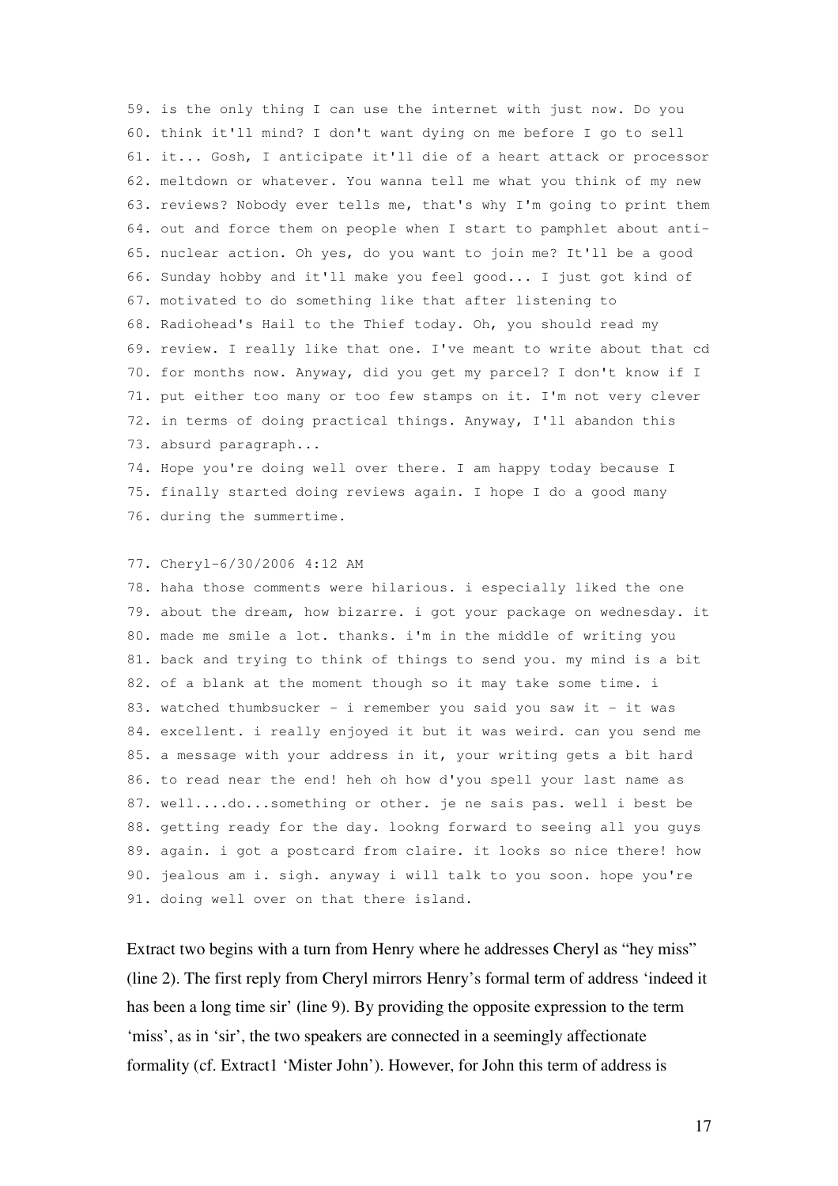```
59. is the only thing I can use the internet with just now. Do you
60. think it'll mind? I don't want dying on me before I go to sell
61. it... Gosh, I anticipate it'll die of a heart attack or processor
62. meltdown or whatever. You wanna tell me what you think of my new
63. reviews? Nobody ever tells me, that's why I'm going to print them
64. out and force them on people when I start to pamphlet about anti-
65. nuclear action. Oh yes, do you want to join me? It'll be a good
66. Sunday hobby and it'll make you feel good... I just got kind of
67. motivated to do something like that after listening to
68. Radiohead's Hail to the Thief today. Oh, you should read my
69. review. I really like that one. I've meant to write about that cd
70. for months now. Anyway, did you get my parcel? I don't know if I
71. put either too many or too few stamps on it. I'm not very clever
72. in terms of doing practical things. Anyway, I'll abandon this
73. absurd paragraph...
74. Hope you're doing well over there. I am happy today because I
75. finally started doing reviews again. I hope I do a good many
76. during the summertime.

77. Cheryl-6/30/2006 4:12 AM
78. haha those comments were hilarious. i especially liked the one
79. about the dream, how bizarre. i got your package on wednesday. it
80. made me smile a lot. thanks. i'm in the middle of writing you
81. back and trying to think of things to send you. my mind is a bit
82. of a blank at the moment though so it may take some time. i
83. watched thumbsucker - i remember you said you saw it - it was
84. excellent. i really enjoyed it but it was weird. can you send me
85. a message with your address in it, your writing gets a bit hard
86. to read near the end! heh oh how d'you spell your last name as
87. well....do...something or other. je ne sais pas. well i best be
88. getting ready for the day. lookng forward to seeing all you guys
89. again. i got a postcard from claire. it looks so nice there! how
90. jealous am i. sigh. anyway i will talk to you soon. hope you're
91. doing well over on that there island.
```

Extract two begins with a turn from Henry where he addresses Cheryl as "hey miss" (line 2). The first reply from Cheryl mirrors Henry's formal term of address 'indeed it has been a long time sir' (line 9). By providing the opposite expression to the term 'miss', as in 'sir', the two speakers are connected in a seemingly affectionate formality (cf. Extract1 'Mister John'). However, for John this term of address is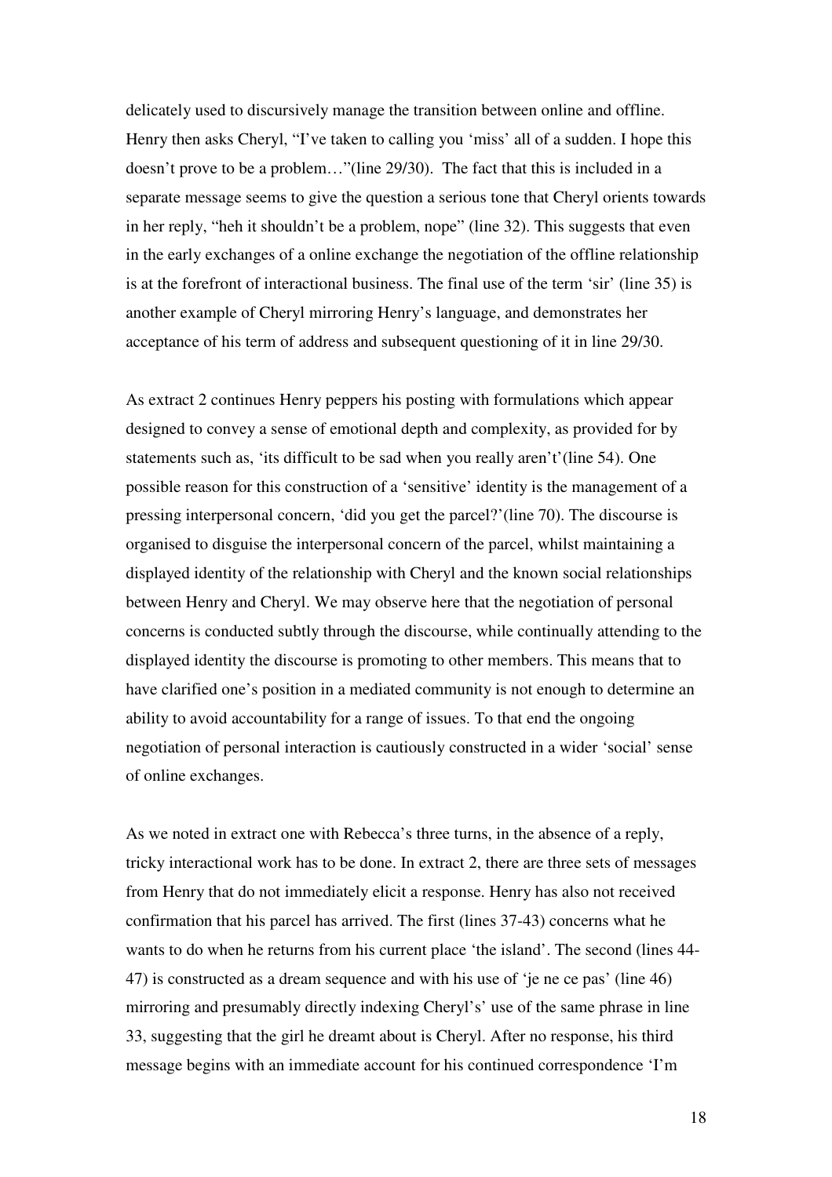delicately used to discursively manage the transition between online and offline. Henry then asks Cheryl, "I've taken to calling you 'miss' all of a sudden. I hope this doesn't prove to be a problem…"(line 29/30). The fact that this is included in a separate message seems to give the question a serious tone that Cheryl orients towards in her reply, "heh it shouldn't be a problem, nope" (line 32). This suggests that even in the early exchanges of a online exchange the negotiation of the offline relationship is at the forefront of interactional business. The final use of the term 'sir' (line 35) is another example of Cheryl mirroring Henry's language, and demonstrates her acceptance of his term of address and subsequent questioning of it in line 29/30.

As extract 2 continues Henry peppers his posting with formulations which appear designed to convey a sense of emotional depth and complexity, as provided for by statements such as, 'its difficult to be sad when you really aren't'(line 54). One possible reason for this construction of a 'sensitive' identity is the management of a pressing interpersonal concern, 'did you get the parcel?'(line 70). The discourse is organised to disguise the interpersonal concern of the parcel, whilst maintaining a displayed identity of the relationship with Cheryl and the known social relationships between Henry and Cheryl. We may observe here that the negotiation of personal concerns is conducted subtly through the discourse, while continually attending to the displayed identity the discourse is promoting to other members. This means that to have clarified one's position in a mediated community is not enough to determine an ability to avoid accountability for a range of issues. To that end the ongoing negotiation of personal interaction is cautiously constructed in a wider 'social' sense of online exchanges.

As we noted in extract one with Rebecca's three turns, in the absence of a reply, tricky interactional work has to be done. In extract 2, there are three sets of messages from Henry that do not immediately elicit a response. Henry has also not received confirmation that his parcel has arrived. The first (lines 37-43) concerns what he wants to do when he returns from his current place 'the island'. The second (lines 44-47) is constructed as a dream sequence and with his use of 'je ne ce pas' (line 46) mirroring and presumably directly indexing Cheryl's' use of the same phrase in line 33, suggesting that the girl he dreamt about is Cheryl. After no response, his third message begins with an immediate account for his continued correspondence 'I'm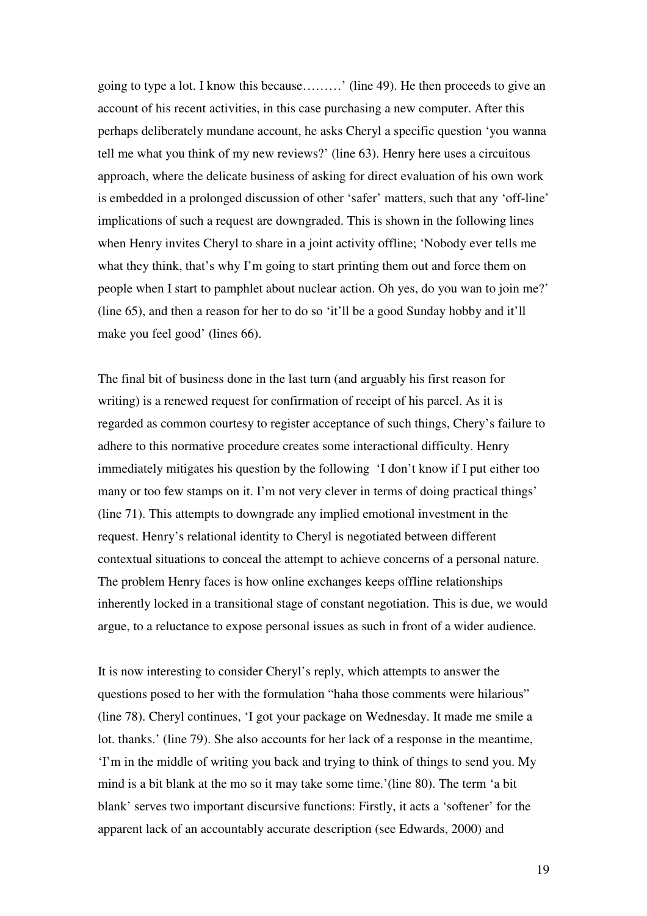going to type a lot. I know this because………' (line 49). He then proceeds to give an account of his recent activities, in this case purchasing a new computer. After this perhaps deliberately mundane account, he asks Cheryl a specific question 'you wanna tell me what you think of my new reviews?' (line 63). Henry here uses a circuitous approach, where the delicate business of asking for direct evaluation of his own work is embedded in a prolonged discussion of other 'safer' matters, such that any 'off-line' implications of such a request are downgraded. This is shown in the following lines when Henry invites Cheryl to share in a joint activity offline; 'Nobody ever tells me what they think, that's why I'm going to start printing them out and force them on people when I start to pamphlet about nuclear action. Oh yes, do you wan to join me?' (line 65), and then a reason for her to do so 'it'll be a good Sunday hobby and it'll make you feel good' (lines 66).

The final bit of business done in the last turn (and arguably his first reason for writing) is a renewed request for confirmation of receipt of his parcel. As it is regarded as common courtesy to register acceptance of such things, Chery's failure to adhere to this normative procedure creates some interactional difficulty. Henry immediately mitigates his question by the following 'I don't know if I put either too many or too few stamps on it. I'm not very clever in terms of doing practical things' (line 71). This attempts to downgrade any implied emotional investment in the request. Henry's relational identity to Cheryl is negotiated between different contextual situations to conceal the attempt to achieve concerns of a personal nature. The problem Henry faces is how online exchanges keeps offline relationships inherently locked in a transitional stage of constant negotiation. This is due, we would argue, to a reluctance to expose personal issues as such in front of a wider audience.

It is now interesting to consider Cheryl's reply, which attempts to answer the questions posed to her with the formulation "haha those comments were hilarious" (line 78). Cheryl continues, 'I got your package on Wednesday. It made me smile a lot. thanks.' (line 79). She also accounts for her lack of a response in the meantime, 'I'm in the middle of writing you back and trying to think of things to send you. My mind is a bit blank at the mo so it may take some time.'(line 80). The term 'a bit blank' serves two important discursive functions: Firstly, it acts a 'softener' for the apparent lack of an accountably accurate description (see Edwards, 2000) and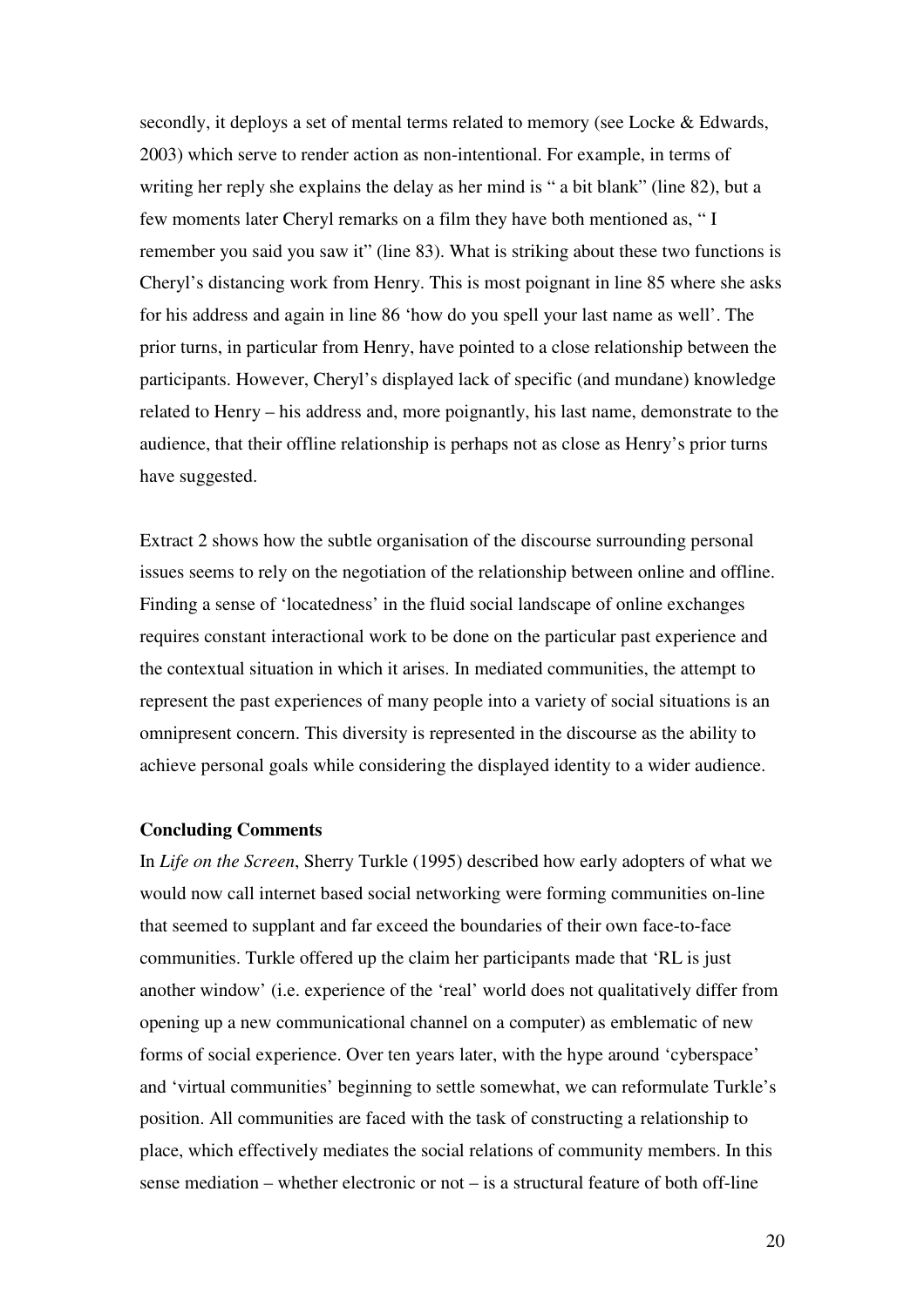secondly, it deploys a set of mental terms related to memory (see Locke & Edwards, 2003) which serve to render action as non-intentional. For example, in terms of writing her reply she explains the delay as her mind is " a bit blank" (line 82), but a few moments later Cheryl remarks on a film they have both mentioned as, " I remember you said you saw it" (line 83). What is striking about these two functions is Cheryl's distancing work from Henry. This is most poignant in line 85 where she asks for his address and again in line 86 'how do you spell your last name as well'. The prior turns, in particular from Henry, have pointed to a close relationship between the participants. However, Cheryl's displayed lack of specific (and mundane) knowledge related to Henry – his address and, more poignantly, his last name, demonstrate to the audience, that their offline relationship is perhaps not as close as Henry's prior turns have suggested.

Extract 2 shows how the subtle organisation of the discourse surrounding personal issues seems to rely on the negotiation of the relationship between online and offline. Finding a sense of 'locatedness' in the fluid social landscape of online exchanges requires constant interactional work to be done on the particular past experience and the contextual situation in which it arises. In mediated communities, the attempt to represent the past experiences of many people into a variety of social situations is an omnipresent concern. This diversity is represented in the discourse as the ability to achieve personal goals while considering the displayed identity to a wider audience.

**Concluding Comments**

In *Life on the Screen*, Sherry Turkle (1995) described how early adopters of what we would now call internet based social networking were forming communities on-line that seemed to supplant and far exceed the boundaries of their own face-to-face communities. Turkle offered up the claim her participants made that 'RL is just another window' (i.e. experience of the 'real' world does not qualitatively differ from opening up a new communicational channel on a computer) as emblematic of new forms of social experience. Over ten years later, with the hype around 'cyberspace' and 'virtual communities' beginning to settle somewhat, we can reformulate Turkle's position. All communities are faced with the task of constructing a relationship to place, which effectively mediates the social relations of community members. In this sense mediation – whether electronic or not – is a structural feature of both off-line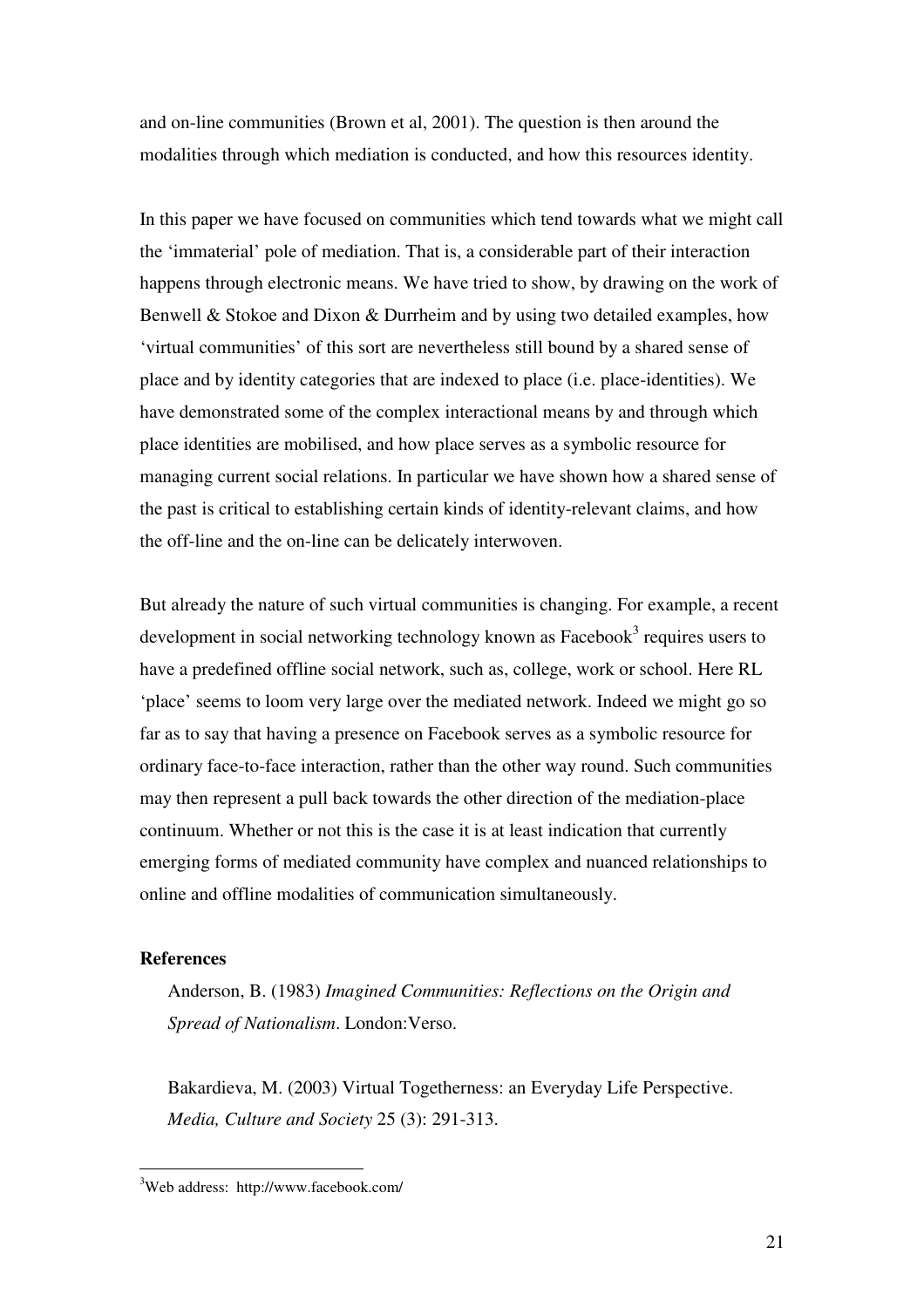and on-line communities (Brown et al, 2001). The question is then around the modalities through which mediation is conducted, and how this resources identity.

In this paper we have focused on communities which tend towards what we might call the 'immaterial' pole of mediation. That is, a considerable part of their interaction happens through electronic means. We have tried to show, by drawing on the work of Benwell & Stokoe and Dixon & Durrheim and by using two detailed examples, how 'virtual communities' of this sort are nevertheless still bound by a shared sense of place and by identity categories that are indexed to place (i.e. place-identities). We have demonstrated some of the complex interactional means by and through which place identities are mobilised, and how place serves as a symbolic resource for managing current social relations. In particular we have shown how a shared sense of the past is critical to establishing certain kinds of identity-relevant claims, and how the off-line and the on-line can be delicately interwoven.

But already the nature of such virtual communities is changing. For example, a recent development in social networking technology known as Facebook[3] requires users to have a predefined offline social network, such as, college, work or school. Here RL 'place' seems to loom very large over the mediated network. Indeed we might go so far as to say that having a presence on Facebook serves as a symbolic resource for ordinary face-to-face interaction, rather than the other way round. Such communities may then represent a pull back towards the other direction of the mediation-place continuum. Whether or not this is the case it is at least indication that currently emerging forms of mediated community have complex and nuanced relationships to online and offline modalities of communication simultaneously.

**References**

Anderson, B. (1983) *Imagined Communities: Reflections on the Origin and Spread of Nationalism*. London:Verso.

Bakardieva, M. (2003) Virtual Togetherness: an Everyday Life Perspective. *Media, Culture and Society* 25 (3): 291-313.

[3]Web address: http://www.facebook.com/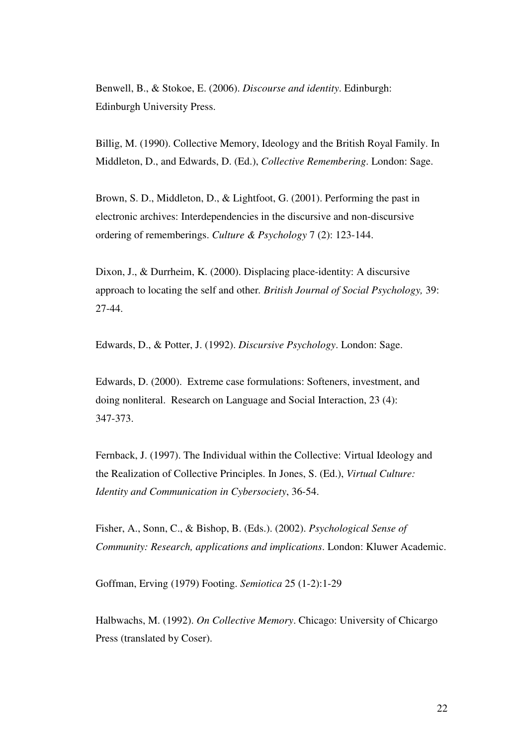Benwell, B., & Stokoe, E. (2006). *Discourse and identity*. Edinburgh: Edinburgh University Press.

Billig, M. (1990). Collective Memory, Ideology and the British Royal Family. In Middleton, D., and Edwards, D. (Ed.), *Collective Remembering*. London: Sage.

Brown, S. D., Middleton, D., & Lightfoot, G. (2001). Performing the past in electronic archives: Interdependencies in the discursive and non-discursive ordering of rememberings. *Culture & Psychology* 7 (2): 123-144.

Dixon, J., & Durrheim, K. (2000). Displacing place-identity: A discursive approach to locating the self and other. *British Journal of Social Psychology,* 39: 27-44.

Edwards, D., & Potter, J. (1992). *Discursive Psychology*. London: Sage.

Edwards, D. (2000). Extreme case formulations: Softeners, investment, and doing nonliteral. Research on Language and Social Interaction, 23 (4): 347-373.

Fernback, J. (1997). The Individual within the Collective: Virtual Ideology and the Realization of Collective Principles. In Jones, S. (Ed.), *Virtual Culture: Identity and Communication in Cybersociety*, 36-54.

Fisher, A., Sonn, C., & Bishop, B. (Eds.). (2002). *Psychological Sense of Community: Research, applications and implications*. London: Kluwer Academic.

Goffman, Erving (1979) Footing. *Semiotica* 25 (1-2):1-29

Halbwachs, M. (1992). *On Collective Memory*. Chicago: University of Chicargo Press (translated by Coser).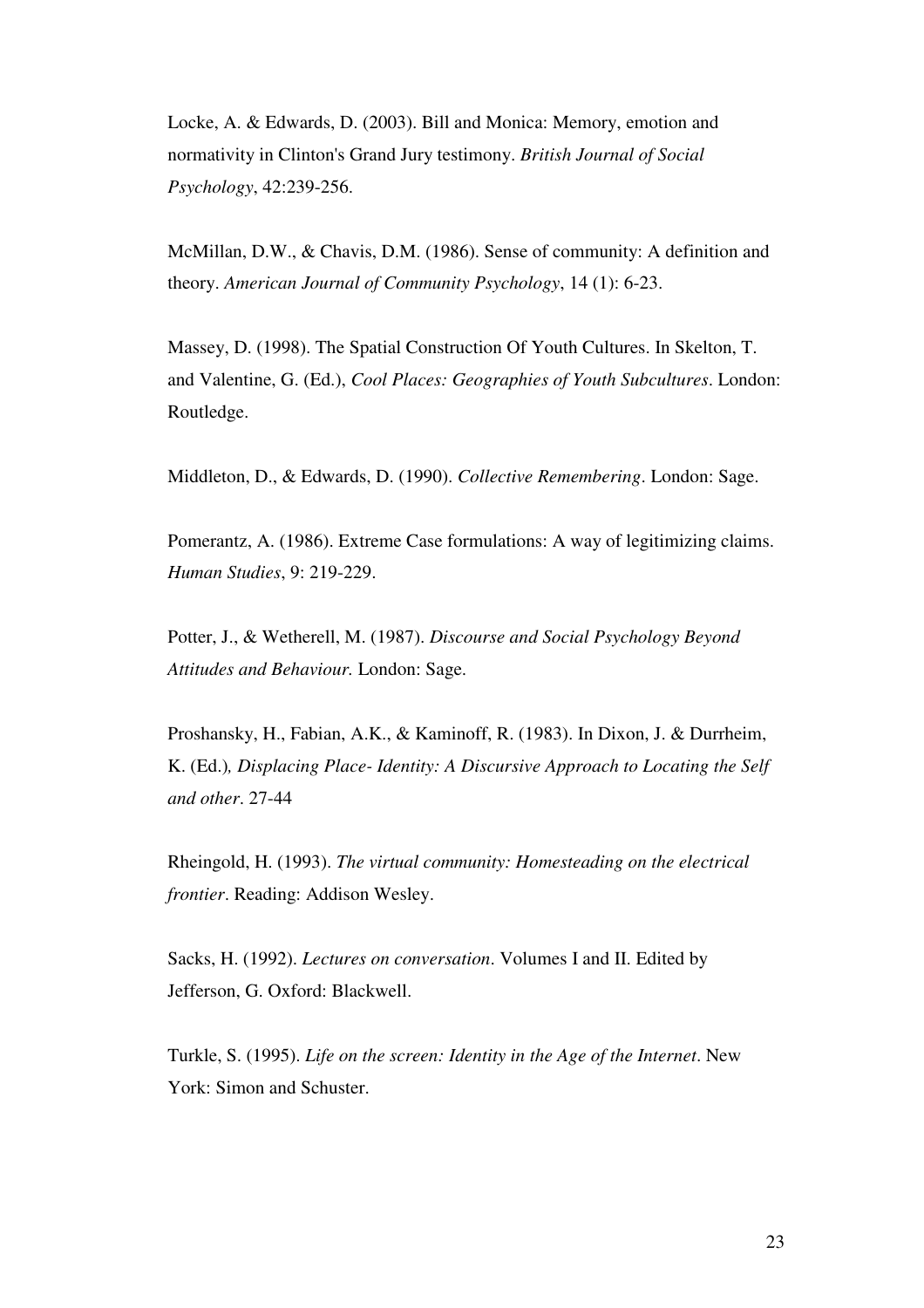Locke, A. & Edwards, D. (2003). Bill and Monica: Memory, emotion and normativity in Clinton's Grand Jury testimony. *British Journal of Social Psychology*, 42:239-256.

McMillan, D.W., & Chavis, D.M. (1986). Sense of community: A definition and theory. *American Journal of Community Psychology*, 14 (1): 6-23.

Massey, D. (1998). The Spatial Construction Of Youth Cultures. In Skelton, T. and Valentine, G. (Ed.), *Cool Places: Geographies of Youth Subcultures*. London: Routledge.

Middleton, D., & Edwards, D. (1990). *Collective Remembering*. London: Sage.

Pomerantz, A. (1986). Extreme Case formulations: A way of legitimizing claims. *Human Studies*, 9: 219-229.

Potter, J., & Wetherell, M. (1987). *Discourse and Social Psychology Beyond Attitudes and Behaviour.* London: Sage.

Proshansky, H., Fabian, A.K., & Kaminoff, R. (1983). In Dixon, J. & Durrheim, K. (Ed.)*, Displacing Place- Identity: A Discursive Approach to Locating the Self and other*. 27-44

Rheingold, H. (1993). *The virtual community: Homesteading on the electrical frontier*. Reading: Addison Wesley.

Sacks, H. (1992). *Lectures on conversation*. Volumes I and II. Edited by Jefferson, G. Oxford: Blackwell.

Turkle, S. (1995). *Life on the screen: Identity in the Age of the Internet*. New York: Simon and Schuster.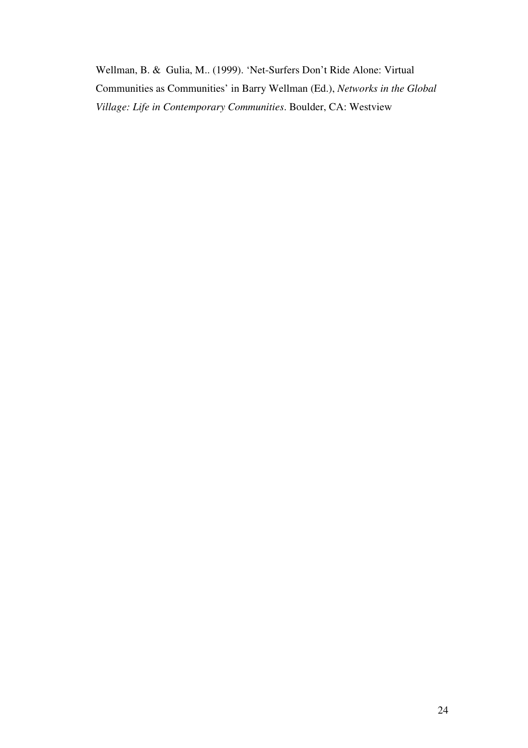Wellman, B. &  Gulia, M.. (1999). 'Net-Surfers Don't Ride Alone: Virtual Communities as Communities' in Barry Wellman (Ed.), *Networks in the Global Village: Life in Contemporary Communities*. Boulder, CA: Westview